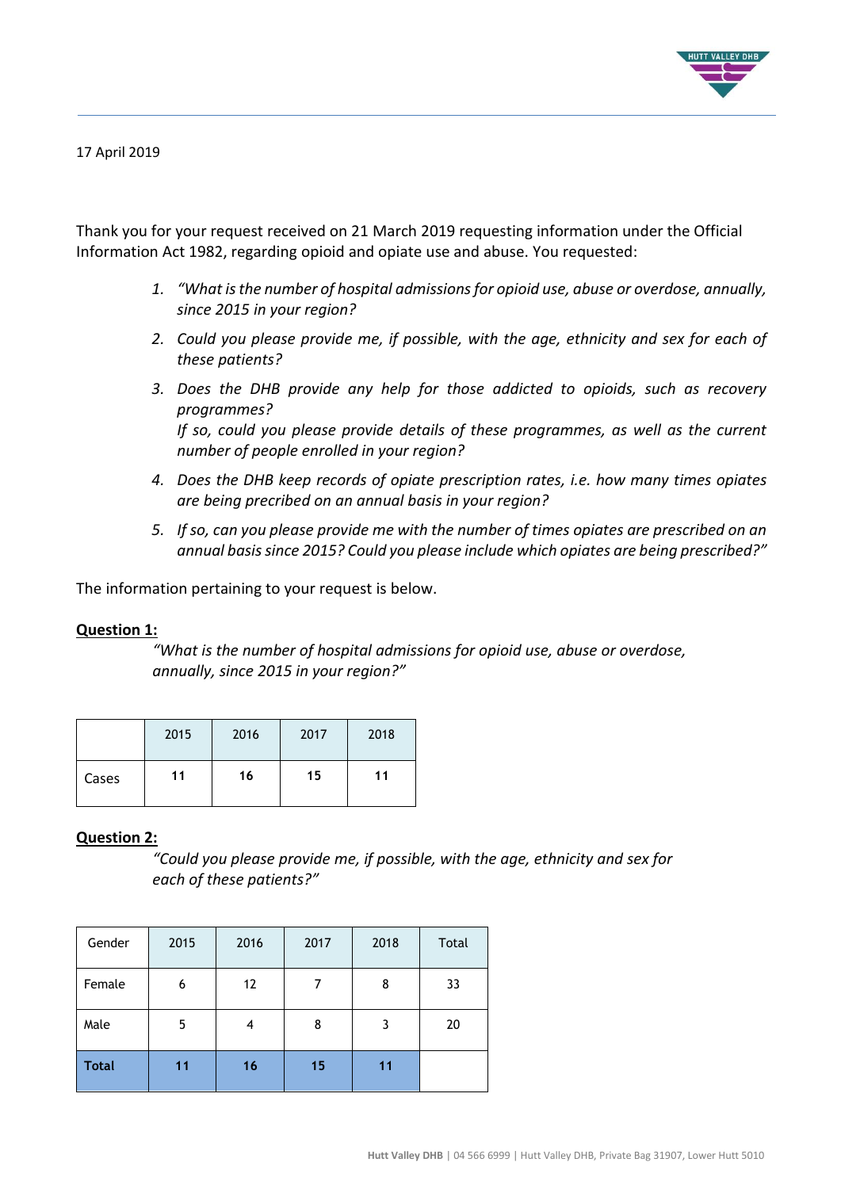17 April 2019

Thank you for your request received on 21 March 2019 requesting information under the Official Information Act 1982, regarding opioid and opiate use and abuse. You requested:

1. *"What is the number of hospital admissions for opioid use, abuse or overdose, annually, since 2015 in your region?*
2. *Could you please provide me, if possible, with the age, ethnicity and sex for each of these patients?*
3. *Does the DHB provide any help for those addicted to opioids, such as recovery programmes?*
   *If so, could you please provide details of these programmes, as well as the current number of people enrolled in your region?*
4. *Does the DHB keep records of opiate prescription rates, i.e. how many times opiates are being precribed on an annual basis in your region?*
5. *If so, can you please provide me with the number of times opiates are prescribed on an annual basis since 2015? Could you please include which opiates are being prescribed?"*

The information pertaining to your request is below.

**Question 1:**

*"What is the number of hospital admissions for opioid use, abuse or overdose, annually, since 2015 in your region?"*

| | 2015 | 2016 | 2017 | 2018 |
|---|---|---|---|---|
| Cases | **11** | **16** | **15** | **11** |

**Question 2:**

*"Could you please provide me, if possible, with the age, ethnicity and sex for each of these patients?"*

| Gender | 2015 | 2016 | 2017 | 2018 | Total |
|---|---|---|---|---|---|
| Female | 6 | 12 | 7 | 8 | 33 |
| Male | 5 | 4 | 8 | 3 | 20 |
| **Total** | **11** | **16** | **15** | **11** | |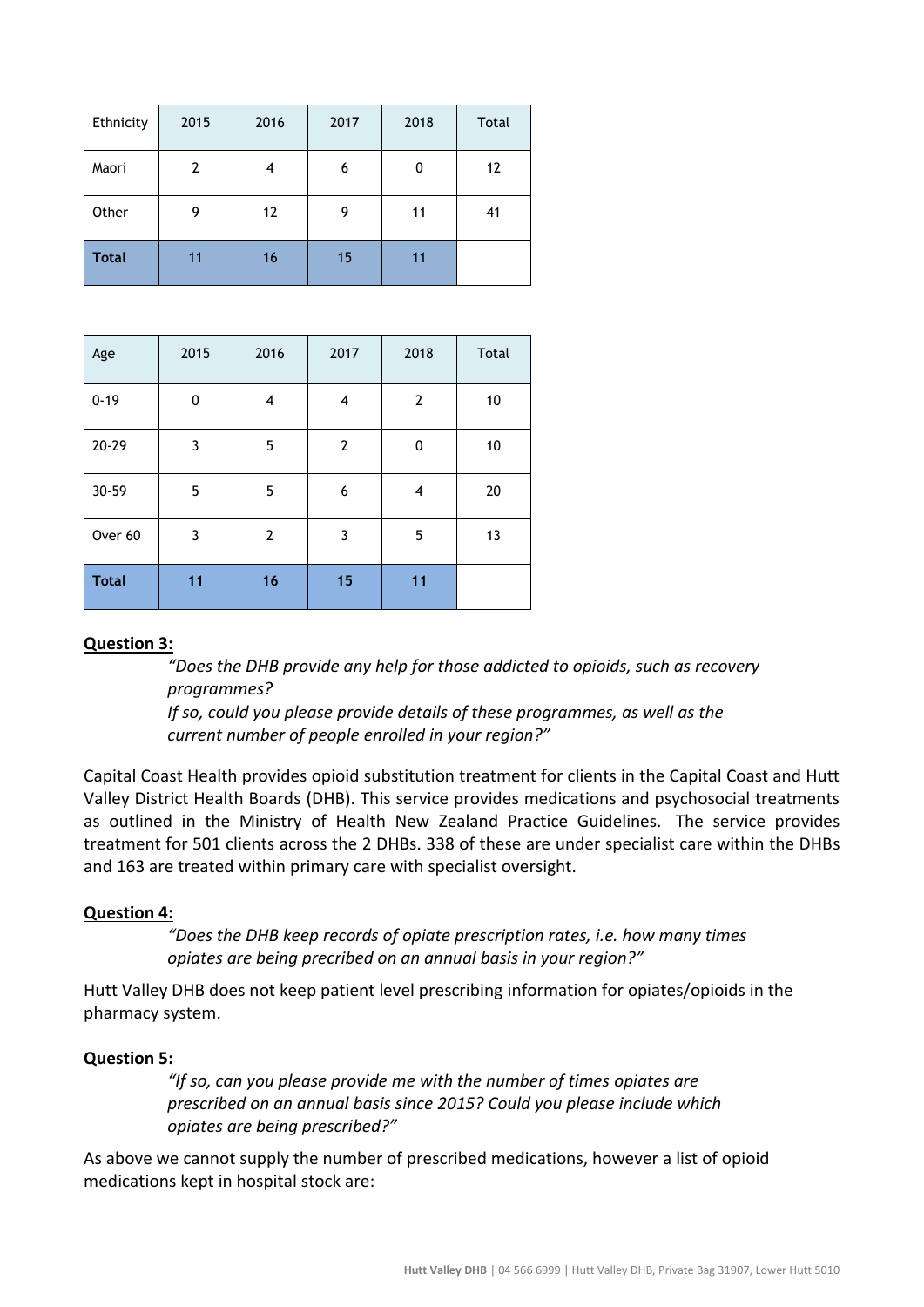| Ethnicity | 2015 | 2016 | 2017 | 2018 | Total |
|---|---|---|---|---|---|
| Maori | 2 | 4 | 6 | 0 | 12 |
| Other | 9 | 12 | 9 | 11 | 41 |
| **Total** | 11 | 16 | 15 | 11 | |

| Age | 2015 | 2016 | 2017 | 2018 | Total |
|---|---|---|---|---|---|
| 0-19 | 0 | 4 | 4 | 2 | 10 |
| 20-29 | 3 | 5 | 2 | 0 | 10 |
| 30-59 | 5 | 5 | 6 | 4 | 20 |
| Over 60 | 3 | 2 | 3 | 5 | 13 |
| **Total** | **11** | **16** | **15** | **11** | |

**Question 3:**

> *"Does the DHB provide any help for those addicted to opioids, such as recovery programmes?*
> *If so, could you please provide details of these programmes, as well as the current number of people enrolled in your region?"*

Capital Coast Health provides opioid substitution treatment for clients in the Capital Coast and Hutt Valley District Health Boards (DHB). This service provides medications and psychosocial treatments as outlined in the Ministry of Health New Zealand Practice Guidelines. The service provides treatment for 501 clients across the 2 DHBs. 338 of these are under specialist care within the DHBs and 163 are treated within primary care with specialist oversight.

**Question 4:**

> *"Does the DHB keep records of opiate prescription rates, i.e. how many times opiates are being precribed on an annual basis in your region?"*

Hutt Valley DHB does not keep patient level prescribing information for opiates/opioids in the pharmacy system.

**Question 5:**

> *"If so, can you please provide me with the number of times opiates are prescribed on an annual basis since 2015? Could you please include which opiates are being prescribed?"*

As above we cannot supply the number of prescribed medications, however a list of opioid medications kept in hospital stock are: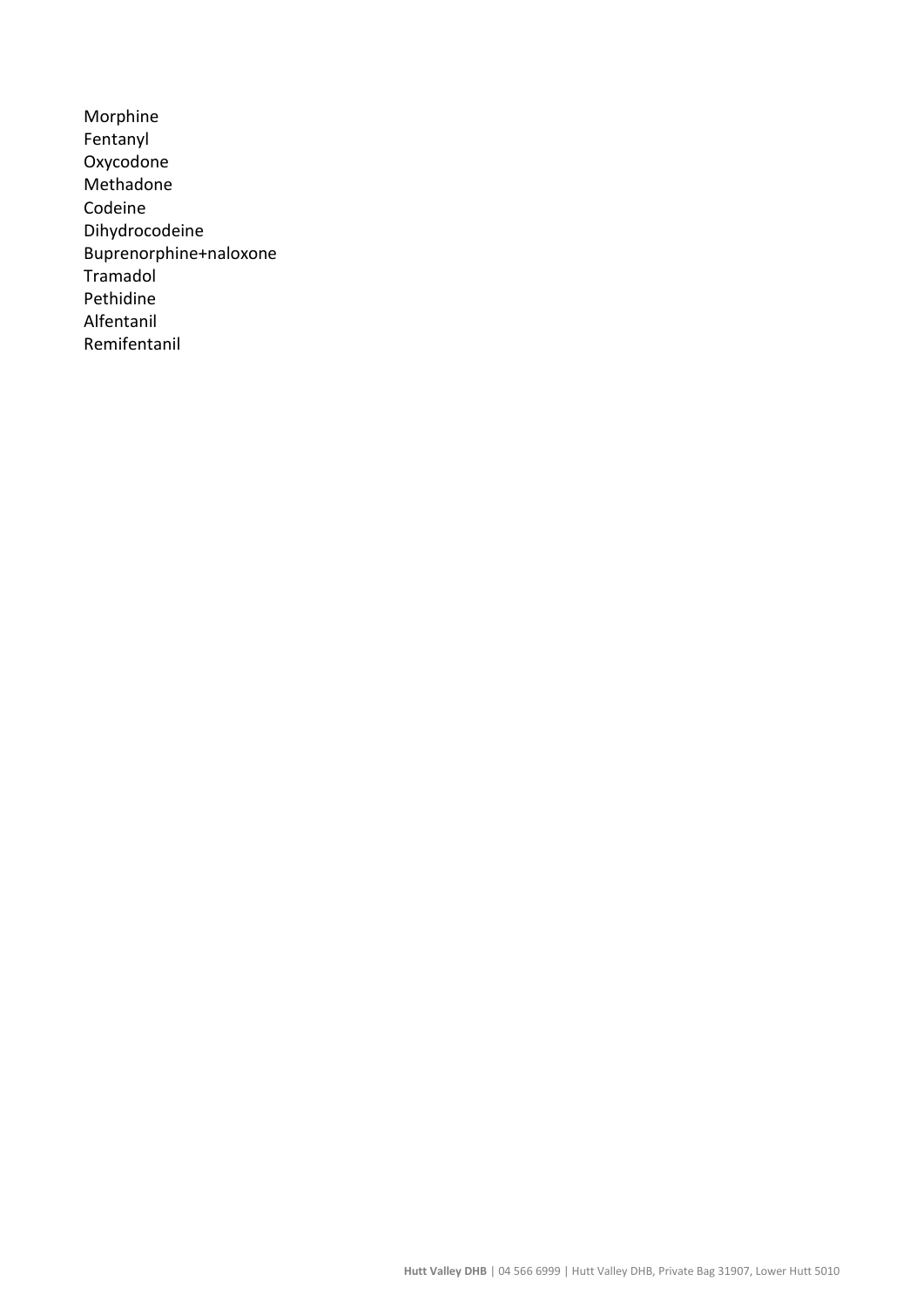Morphine
Fentanyl
Oxycodone
Methadone
Codeine
Dihydrocodeine
Buprenorphine+naloxone
Tramadol
Pethidine
Alfentanil
Remifentanil